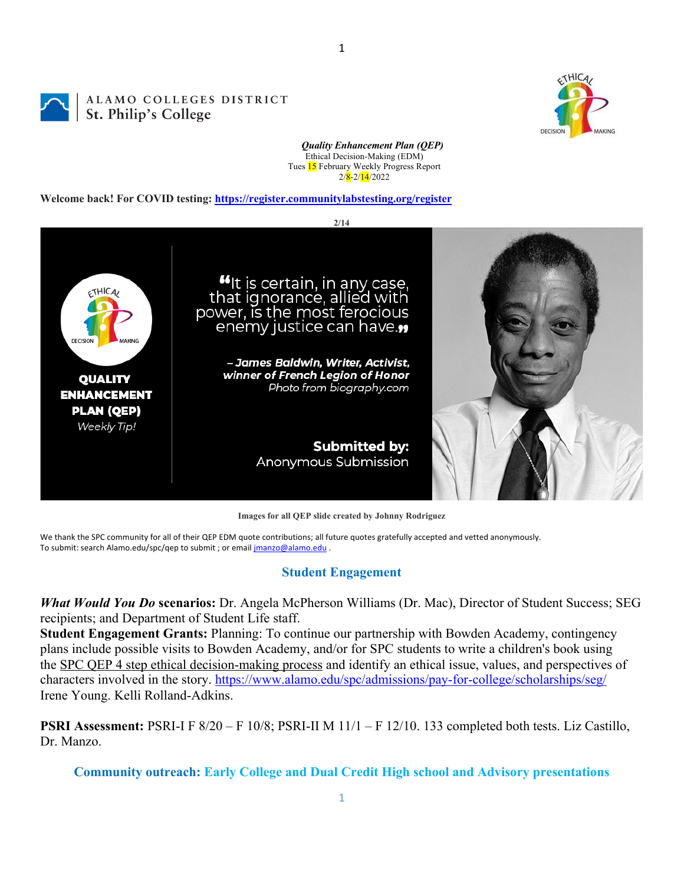ALAMO COLLEGES DISTRICT
St. Philip's College

***Quality Enhancement Plan (QEP)***
Ethical Decision-Making (EDM)
Tues 15 February Weekly Progress Report
2/8-2/14/2022

**Welcome back! For COVID testing: https://register.communitylabstesting.org/register**

**2/14**

**QUALITY ENHANCEMENT PLAN (QEP)**
*Weekly Tip!*

"It is certain, in any case, that ignorance, allied with power, is the most ferocious enemy justice can have."

***– James Baldwin, Writer, Activist, winner of French Legion of Honor***
*Photo from biography.com*

**Submitted by:**
Anonymous Submission

**Images for all QEP slide created by Johnny Rodriguez**

We thank the SPC community for all of their QEP EDM quote contributions; all future quotes gratefully accepted and vetted anonymously.
To submit: search Alamo.edu/spc/qep to submit ; or email jmanzo@alamo.edu .

## Student Engagement

***What Would You Do* scenarios:** Dr. Angela McPherson Williams (Dr. Mac), Director of Student Success; SEG recipients; and Department of Student Life staff.
**Student Engagement Grants:** Planning: To continue our partnership with Bowden Academy, contingency plans include possible visits to Bowden Academy, and/or for SPC students to write a children's book using the SPC QEP 4 step ethical decision-making process and identify an ethical issue, values, and perspectives of characters involved in the story. https://www.alamo.edu/spc/admissions/pay-for-college/scholarships/seg/ Irene Young. Kelli Rolland-Adkins.

**PSRI Assessment:** PSRI-I F 8/20 – F 10/8; PSRI-II M 11/1 – F 12/10. 133 completed both tests. Liz Castillo, Dr. Manzo.

## Community outreach: Early College and Dual Credit High school and Advisory presentations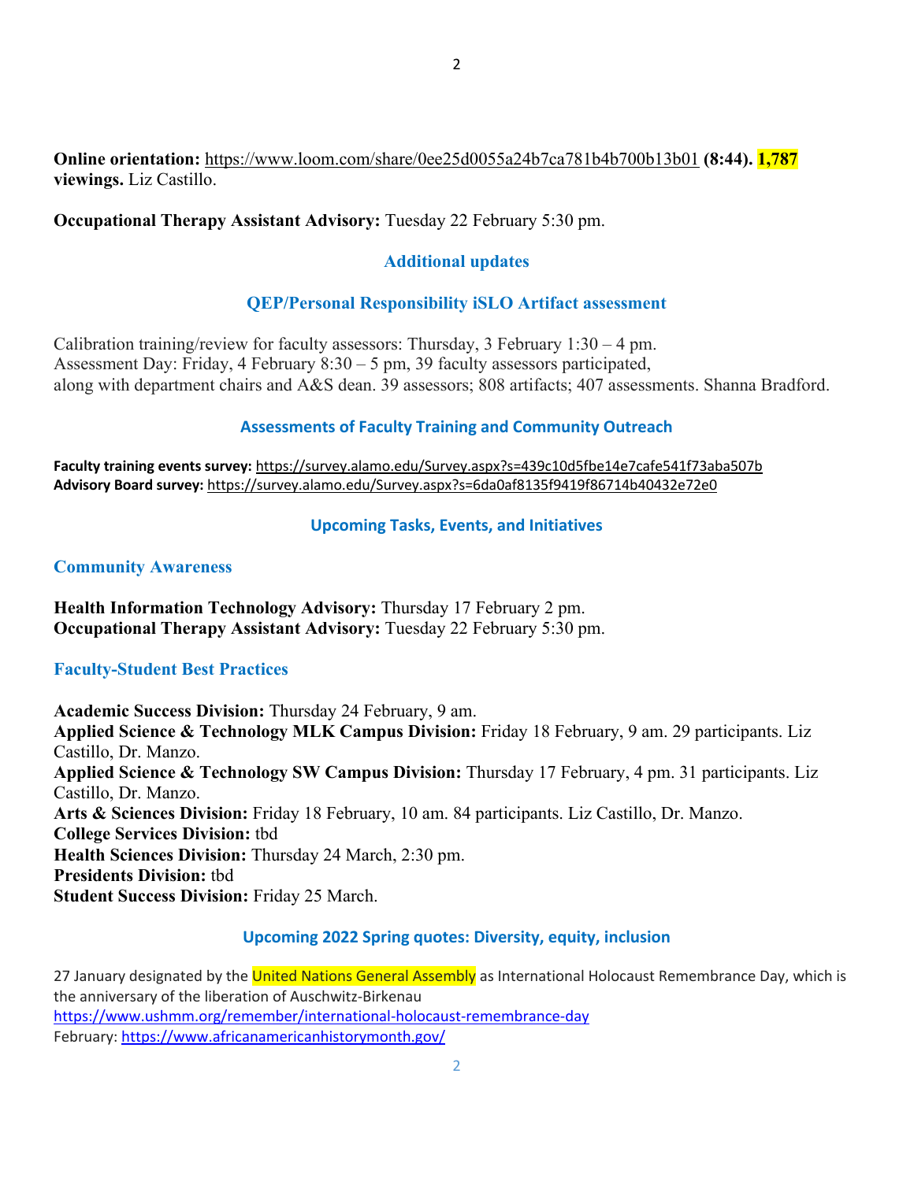**Online orientation:** https://www.loom.com/share/0ee25d0055a24b7ca781b4b700b13b01 **(8:44). 1,787 viewings.** Liz Castillo.

**Occupational Therapy Assistant Advisory:** Tuesday 22 February 5:30 pm.

## Additional updates

### QEP/Personal Responsibility iSLO Artifact assessment

Calibration training/review for faculty assessors: Thursday, 3 February 1:30 – 4 pm.
Assessment Day: Friday, 4 February 8:30 – 5 pm, 39 faculty assessors participated,
along with department chairs and A&S dean. 39 assessors; 808 artifacts; 407 assessments. Shanna Bradford.

### Assessments of Faculty Training and Community Outreach

**Faculty training events survey:** https://survey.alamo.edu/Survey.aspx?s=439c10d5fbe14e7cafe541f73aba507b
**Advisory Board survey:** https://survey.alamo.edu/Survey.aspx?s=6da0af8135f9419f86714b40432e72e0

## Upcoming Tasks, Events, and Initiatives

### Community Awareness

**Health Information Technology Advisory:** Thursday 17 February 2 pm.
**Occupational Therapy Assistant Advisory:** Tuesday 22 February 5:30 pm.

### Faculty-Student Best Practices

**Academic Success Division:** Thursday 24 February, 9 am.
**Applied Science & Technology MLK Campus Division:** Friday 18 February, 9 am. 29 participants. Liz Castillo, Dr. Manzo.
**Applied Science & Technology SW Campus Division:** Thursday 17 February, 4 pm. 31 participants. Liz Castillo, Dr. Manzo.
**Arts & Sciences Division:** Friday 18 February, 10 am. 84 participants. Liz Castillo, Dr. Manzo.
**College Services Division:** tbd
**Health Sciences Division:** Thursday 24 March, 2:30 pm.
**Presidents Division:** tbd
**Student Success Division:** Friday 25 March.

### Upcoming 2022 Spring quotes: Diversity, equity, inclusion

27 January designated by the United Nations General Assembly as International Holocaust Remembrance Day, which is the anniversary of the liberation of Auschwitz-Birkenau
https://www.ushmm.org/remember/international-holocaust-remembrance-day
February: https://www.africanamericanhistorymonth.gov/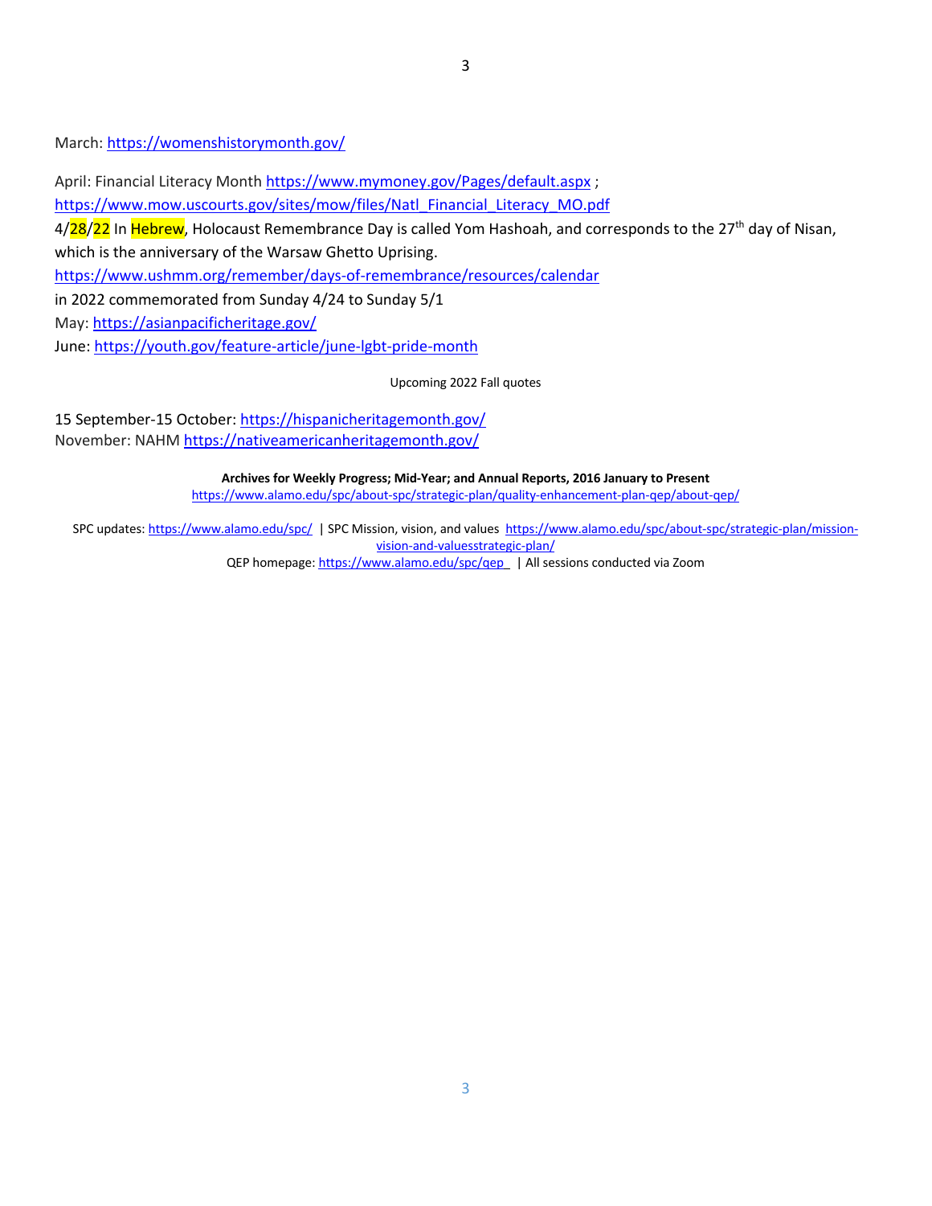March: https://womenshistorymonth.gov/

April: Financial Literacy Month https://www.mymoney.gov/Pages/default.aspx ;
https://www.mow.uscourts.gov/sites/mow/files/Natl_Financial_Literacy_MO.pdf
4/28/22 In Hebrew, Holocaust Remembrance Day is called Yom Hashoah, and corresponds to the 27th day of Nisan, which is the anniversary of the Warsaw Ghetto Uprising.
https://www.ushmm.org/remember/days-of-remembrance/resources/calendar
in 2022 commemorated from Sunday 4/24 to Sunday 5/1
May: https://asianpacificheritage.gov/
June: https://youth.gov/feature-article/june-lgbt-pride-month

Upcoming 2022 Fall quotes

15 September-15 October: https://hispanicheritagemonth.gov/
November: NAHM https://nativeamericanheritagemonth.gov/

**Archives for Weekly Progress; Mid-Year; and Annual Reports, 2016 January to Present**
https://www.alamo.edu/spc/about-spc/strategic-plan/quality-enhancement-plan-qep/about-qep/

SPC updates: https://www.alamo.edu/spc/ | SPC Mission, vision, and values https://www.alamo.edu/spc/about-spc/strategic-plan/mission-vision-and-valuesstrategic-plan/
QEP homepage: https://www.alamo.edu/spc/qep | All sessions conducted via Zoom